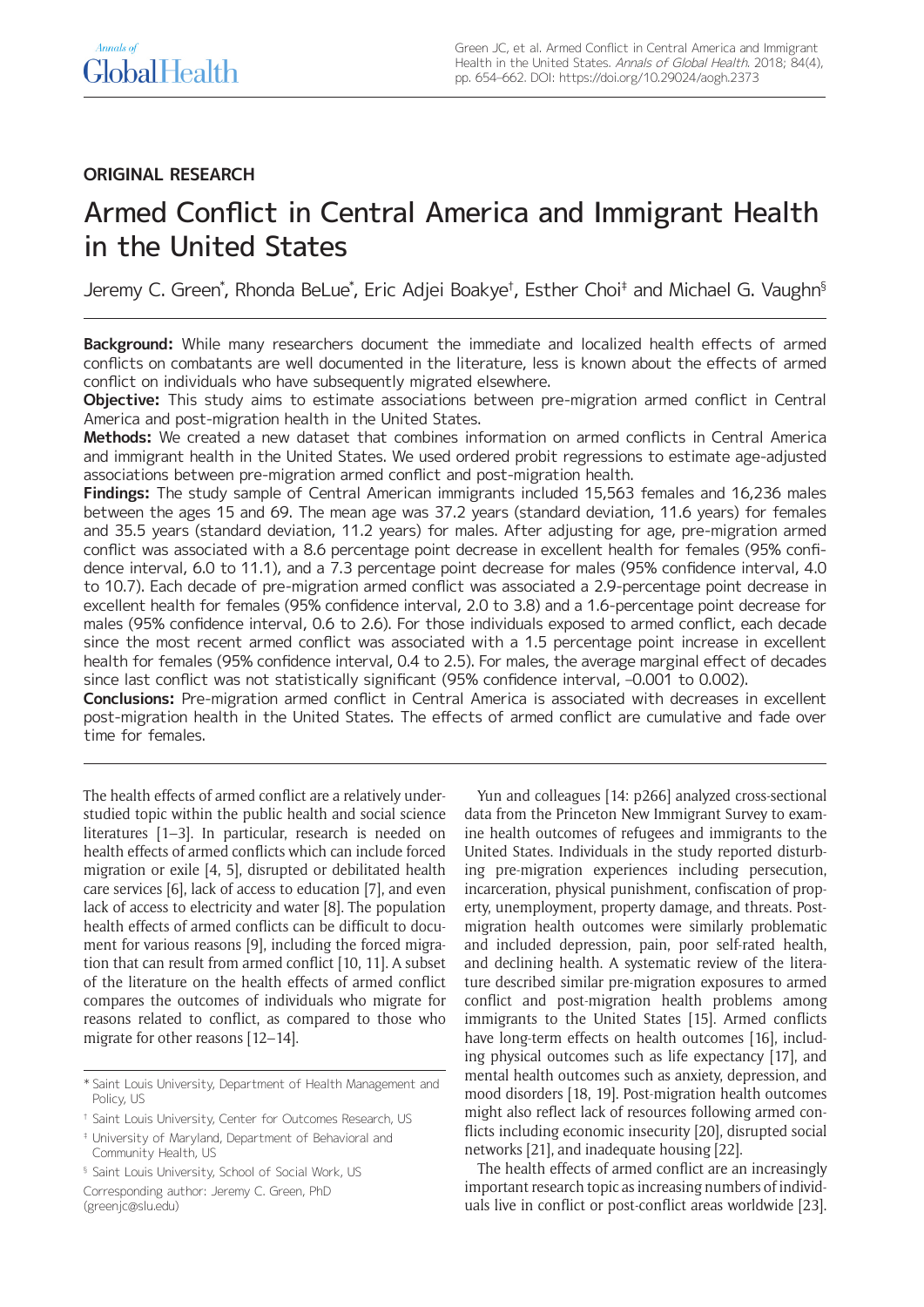ORIGINAL RESEARCH

# Armed Conflict in Central America and Immigrant Health in the United States

Jeremy C. Green*, Rhonda BeLue*, Eric Adjei Boakye†, Esther Choi‡ and Michael G. Vaughn§

**Background:** While many researchers document the immediate and localized health effects of armed conflicts on combatants are well documented in the literature, less is known about the effects of armed conflict on individuals who have subsequently migrated elsewhere.

**Objective:** This study aims to estimate associations between pre-migration armed conflict in Central America and post-migration health in the United States.

**Methods:** We created a new dataset that combines information on armed conflicts in Central America and immigrant health in the United States. We used ordered probit regressions to estimate age-adjusted associations between pre-migration armed conflict and post-migration health.

**Findings:** The study sample of Central American immigrants included 15,563 females and 16,236 males between the ages 15 and 69. The mean age was 37.2 years (standard deviation, 11.6 years) for females and 35.5 years (standard deviation, 11.2 years) for males. After adjusting for age, pre-migration armed conflict was associated with a 8.6 percentage point decrease in excellent health for females (95% confidence interval, 6.0 to 11.1), and a 7.3 percentage point decrease for males (95% confidence interval, 4.0 to 10.7). Each decade of pre-migration armed conflict was associated a 2.9-percentage point decrease in excellent health for females (95% confidence interval, 2.0 to 3.8) and a 1.6-percentage point decrease for males (95% confidence interval, 0.6 to 2.6). For those individuals exposed to armed conflict, each decade since the most recent armed conflict was associated with a 1.5 percentage point increase in excellent health for females (95% confidence interval, 0.4 to 2.5). For males, the average marginal effect of decades since last conflict was not statistically significant (95% confidence interval, –0.001 to 0.002).

**Conclusions:** Pre-migration armed conflict in Central America is associated with decreases in excellent post-migration health in the United States. The effects of armed conflict are cumulative and fade over time for females.

The health effects of armed conflict are a relatively understudied topic within the public health and social science literatures [1–3]. In particular, research is needed on health effects of armed conflicts which can include forced migration or exile [4, 5], disrupted or debilitated health care services [6], lack of access to education [7], and even lack of access to electricity and water [8]. The population health effects of armed conflicts can be difficult to document for various reasons [9], including the forced migration that can result from armed conflict [10, 11]. A subset of the literature on the health effects of armed conflict compares the outcomes of individuals who migrate for reasons related to conflict, as compared to those who migrate for other reasons [12–14].

Yun and colleagues [14: p266] analyzed cross-sectional data from the Princeton New Immigrant Survey to examine health outcomes of refugees and immigrants to the United States. Individuals in the study reported disturbing pre-migration experiences including persecution, incarceration, physical punishment, confiscation of property, unemployment, property damage, and threats. Post-migration health outcomes were similarly problematic and included depression, pain, poor self-rated health, and declining health. A systematic review of the literature described similar pre-migration exposures to armed conflict and post-migration health problems among immigrants to the United States [15]. Armed conflicts have long-term effects on health outcomes [16], including physical outcomes such as life expectancy [17], and mental health outcomes such as anxiety, depression, and mood disorders [18, 19]. Post-migration health outcomes might also reflect lack of resources following armed conflicts including economic insecurity [20], disrupted social networks [21], and inadequate housing [22].

The health effects of armed conflict are an increasingly important research topic as increasing numbers of individuals live in conflict or post-conflict areas worldwide [23].

* Saint Louis University, Department of Health Management and Policy, US

† Saint Louis University, Center for Outcomes Research, US

‡ University of Maryland, Department of Behavioral and Community Health, US

§ Saint Louis University, School of Social Work, US

Corresponding author: Jeremy C. Green, PhD (greenjc@slu.edu)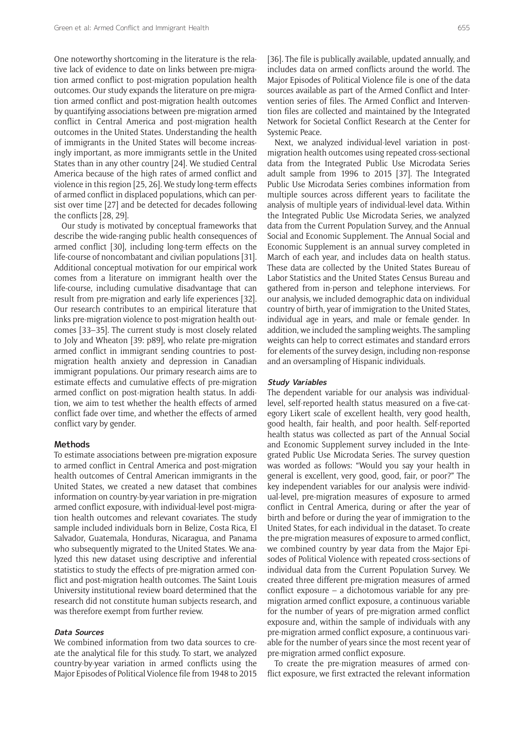One noteworthy shortcoming in the literature is the relative lack of evidence to date on links between pre-migration armed conflict to post-migration population health outcomes. Our study expands the literature on pre-migration armed conflict and post-migration health outcomes by quantifying associations between pre-migration armed conflict in Central America and post-migration health outcomes in the United States. Understanding the health of immigrants in the United States will become increasingly important, as more immigrants settle in the United States than in any other country [24]. We studied Central America because of the high rates of armed conflict and violence in this region [25, 26]. We study long-term effects of armed conflict in displaced populations, which can persist over time [27] and be detected for decades following the conflicts [28, 29].

Our study is motivated by conceptual frameworks that describe the wide-ranging public health consequences of armed conflict [30], including long-term effects on the life-course of noncombatant and civilian populations [31]. Additional conceptual motivation for our empirical work comes from a literature on immigrant health over the life-course, including cumulative disadvantage that can result from pre-migration and early life experiences [32]. Our research contributes to an empirical literature that links pre-migration violence to post-migration health outcomes [33–35]. The current study is most closely related to Joly and Wheaton [39: p89], who relate pre-migration armed conflict in immigrant sending countries to post-migration health anxiety and depression in Canadian immigrant populations. Our primary research aims are to estimate effects and cumulative effects of pre-migration armed conflict on post-migration health status. In addition, we aim to test whether the health effects of armed conflict fade over time, and whether the effects of armed conflict vary by gender.

## Methods

To estimate associations between pre-migration exposure to armed conflict in Central America and post-migration health outcomes of Central American immigrants in the United States, we created a new dataset that combines information on country-by-year variation in pre-migration armed conflict exposure, with individual-level post-migration health outcomes and relevant covariates. The study sample included individuals born in Belize, Costa Rica, El Salvador, Guatemala, Honduras, Nicaragua, and Panama who subsequently migrated to the United States. We analyzed this new dataset using descriptive and inferential statistics to study the effects of pre-migration armed conflict and post-migration health outcomes. The Saint Louis University institutional review board determined that the research did not constitute human subjects research, and was therefore exempt from further review.

### *Data Sources*

We combined information from two data sources to create the analytical file for this study. To start, we analyzed country-by-year variation in armed conflicts using the Major Episodes of Political Violence file from 1948 to 2015 [36]. The file is publically available, updated annually, and includes data on armed conflicts around the world. The Major Episodes of Political Violence file is one of the data sources available as part of the Armed Conflict and Intervention series of files. The Armed Conflict and Intervention files are collected and maintained by the Integrated Network for Societal Conflict Research at the Center for Systemic Peace.

Next, we analyzed individual-level variation in post-migration health outcomes using repeated cross-sectional data from the Integrated Public Use Microdata Series adult sample from 1996 to 2015 [37]. The Integrated Public Use Microdata Series combines information from multiple sources across different years to facilitate the analysis of multiple years of individual-level data. Within the Integrated Public Use Microdata Series, we analyzed data from the Current Population Survey, and the Annual Social and Economic Supplement. The Annual Social and Economic Supplement is an annual survey completed in March of each year, and includes data on health status. These data are collected by the United States Bureau of Labor Statistics and the United States Census Bureau and gathered from in-person and telephone interviews. For our analysis, we included demographic data on individual country of birth, year of immigration to the United States, individual age in years, and male or female gender. In addition, we included the sampling weights. The sampling weights can help to correct estimates and standard errors for elements of the survey design, including non-response and an oversampling of Hispanic individuals.

### *Study Variables*

The dependent variable for our analysis was individual-level, self-reported health status measured on a five-category Likert scale of excellent health, very good health, good health, fair health, and poor health. Self-reported health status was collected as part of the Annual Social and Economic Supplement survey included in the Integrated Public Use Microdata Series. The survey question was worded as follows: "Would you say your health in general is excellent, very good, good, fair, or poor?" The key independent variables for our analysis were individual-level, pre-migration measures of exposure to armed conflict in Central America, during or after the year of birth and before or during the year of immigration to the United States, for each individual in the dataset. To create the pre-migration measures of exposure to armed conflict, we combined country by year data from the Major Episodes of Political Violence with repeated cross-sections of individual data from the Current Population Survey. We created three different pre-migration measures of armed conflict exposure – a dichotomous variable for any pre-migration armed conflict exposure, a continuous variable for the number of years of pre-migration armed conflict exposure and, within the sample of individuals with any pre-migration armed conflict exposure, a continuous variable for the number of years since the most recent year of pre-migration armed conflict exposure.

To create the pre-migration measures of armed conflict exposure, we first extracted the relevant information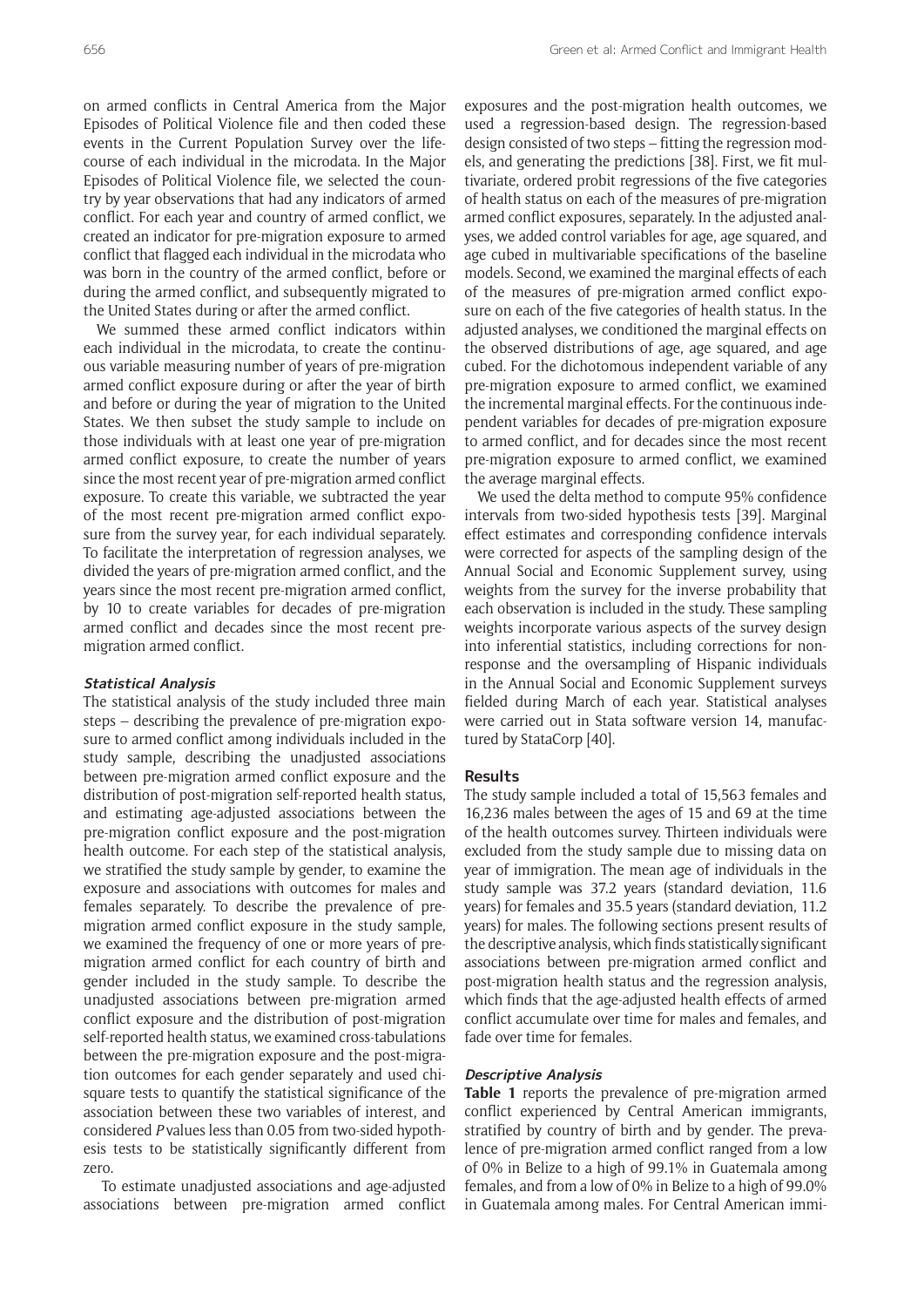on armed conflicts in Central America from the Major Episodes of Political Violence file and then coded these events in the Current Population Survey over the life-course of each individual in the microdata. In the Major Episodes of Political Violence file, we selected the country by year observations that had any indicators of armed conflict. For each year and country of armed conflict, we created an indicator for pre-migration exposure to armed conflict that flagged each individual in the microdata who was born in the country of the armed conflict, before or during the armed conflict, and subsequently migrated to the United States during or after the armed conflict.

We summed these armed conflict indicators within each individual in the microdata, to create the continuous variable measuring number of years of pre-migration armed conflict exposure during or after the year of birth and before or during the year of migration to the United States. We then subset the study sample to include on those individuals with at least one year of pre-migration armed conflict exposure, to create the number of years since the most recent year of pre-migration armed conflict exposure. To create this variable, we subtracted the year of the most recent pre-migration armed conflict exposure from the survey year, for each individual separately. To facilitate the interpretation of regression analyses, we divided the years of pre-migration armed conflict, and the years since the most recent pre-migration armed conflict, by 10 to create variables for decades of pre-migration armed conflict and decades since the most recent pre-migration armed conflict.

### *Statistical Analysis*

The statistical analysis of the study included three main steps – describing the prevalence of pre-migration exposure to armed conflict among individuals included in the study sample, describing the unadjusted associations between pre-migration armed conflict exposure and the distribution of post-migration self-reported health status, and estimating age-adjusted associations between the pre-migration conflict exposure and the post-migration health outcome. For each step of the statistical analysis, we stratified the study sample by gender, to examine the exposure and associations with outcomes for males and females separately. To describe the prevalence of pre-migration armed conflict exposure in the study sample, we examined the frequency of one or more years of pre-migration armed conflict for each country of birth and gender included in the study sample. To describe the unadjusted associations between pre-migration armed conflict exposure and the distribution of post-migration self-reported health status, we examined cross-tabulations between the pre-migration exposure and the post-migration outcomes for each gender separately and used chi-square tests to quantify the statistical significance of the association between these two variables of interest, and considered *P* values less than 0.05 from two-sided hypothesis tests to be statistically significantly different from zero.

To estimate unadjusted associations and age-adjusted associations between pre-migration armed conflict exposures and the post-migration health outcomes, we used a regression-based design. The regression-based design consisted of two steps – fitting the regression models, and generating the predictions [38]. First, we fit multivariate, ordered probit regressions of the five categories of health status on each of the measures of pre-migration armed conflict exposures, separately. In the adjusted analyses, we added control variables for age, age squared, and age cubed in multivariable specifications of the baseline models. Second, we examined the marginal effects of each of the measures of pre-migration armed conflict exposure on each of the five categories of health status. In the adjusted analyses, we conditioned the marginal effects on the observed distributions of age, age squared, and age cubed. For the dichotomous independent variable of any pre-migration exposure to armed conflict, we examined the incremental marginal effects. For the continuous independent variables for decades of pre-migration exposure to armed conflict, and for decades since the most recent pre-migration exposure to armed conflict, we examined the average marginal effects.

We used the delta method to compute 95% confidence intervals from two-sided hypothesis tests [39]. Marginal effect estimates and corresponding confidence intervals were corrected for aspects of the sampling design of the Annual Social and Economic Supplement survey, using weights from the survey for the inverse probability that each observation is included in the study. These sampling weights incorporate various aspects of the survey design into inferential statistics, including corrections for non-response and the oversampling of Hispanic individuals in the Annual Social and Economic Supplement surveys fielded during March of each year. Statistical analyses were carried out in Stata software version 14, manufactured by StataCorp [40].

## Results

The study sample included a total of 15,563 females and 16,236 males between the ages of 15 and 69 at the time of the health outcomes survey. Thirteen individuals were excluded from the study sample due to missing data on year of immigration. The mean age of individuals in the study sample was 37.2 years (standard deviation, 11.6 years) for females and 35.5 years (standard deviation, 11.2 years) for males. The following sections present results of the descriptive analysis, which finds statistically significant associations between pre-migration armed conflict and post-migration health status and the regression analysis, which finds that the age-adjusted health effects of armed conflict accumulate over time for males and females, and fade over time for females.

### *Descriptive Analysis*

**Table 1** reports the prevalence of pre-migration armed conflict experienced by Central American immigrants, stratified by country of birth and by gender. The prevalence of pre-migration armed conflict ranged from a low of 0% in Belize to a high of 99.1% in Guatemala among females, and from a low of 0% in Belize to a high of 99.0% in Guatemala among males. For Central American immi-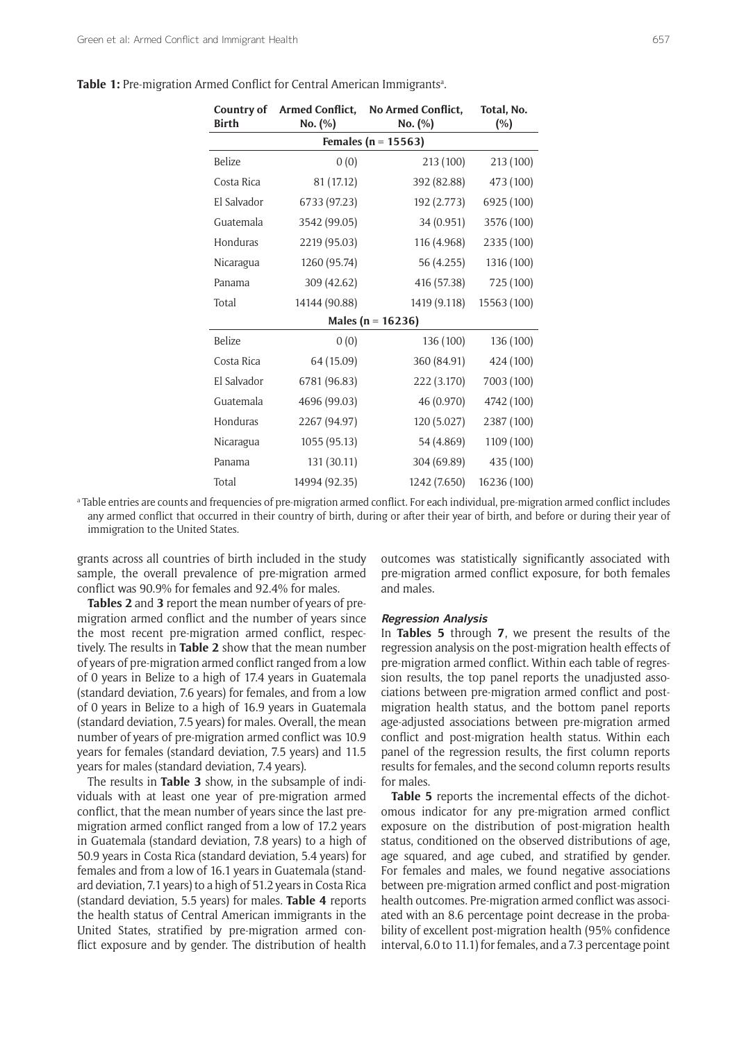**Table 1:** Pre-migration Armed Conflict for Central American Immigrants[a].

| Country of Birth | Armed Conflict, No. (%) | No Armed Conflict, No. (%) | Total, No. (%) |
|---|---|---|---|
| **Females (n = 15563)** | | | |
| Belize | 0 (0) | 213 (100) | 213 (100) |
| Costa Rica | 81 (17.12) | 392 (82.88) | 473 (100) |
| El Salvador | 6733 (97.23) | 192 (2.773) | 6925 (100) |
| Guatemala | 3542 (99.05) | 34 (0.951) | 3576 (100) |
| Honduras | 2219 (95.03) | 116 (4.968) | 2335 (100) |
| Nicaragua | 1260 (95.74) | 56 (4.255) | 1316 (100) |
| Panama | 309 (42.62) | 416 (57.38) | 725 (100) |
| Total | 14144 (90.88) | 1419 (9.118) | 15563 (100) |
| **Males (n = 16236)** | | | |
| Belize | 0 (0) | 136 (100) | 136 (100) |
| Costa Rica | 64 (15.09) | 360 (84.91) | 424 (100) |
| El Salvador | 6781 (96.83) | 222 (3.170) | 7003 (100) |
| Guatemala | 4696 (99.03) | 46 (0.970) | 4742 (100) |
| Honduras | 2267 (94.97) | 120 (5.027) | 2387 (100) |
| Nicaragua | 1055 (95.13) | 54 (4.869) | 1109 (100) |
| Panama | 131 (30.11) | 304 (69.89) | 435 (100) |
| Total | 14994 (92.35) | 1242 (7.650) | 16236 (100) |

[a] Table entries are counts and frequencies of pre-migration armed conflict. For each individual, pre-migration armed conflict includes any armed conflict that occurred in their country of birth, during or after their year of birth, and before or during their year of immigration to the United States.

grants across all countries of birth included in the study sample, the overall prevalence of pre-migration armed conflict was 90.9% for females and 92.4% for males.

**Tables 2** and **3** report the mean number of years of pre-migration armed conflict and the number of years since the most recent pre-migration armed conflict, respectively. The results in **Table 2** show that the mean number of years of pre-migration armed conflict ranged from a low of 0 years in Belize to a high of 17.4 years in Guatemala (standard deviation, 7.6 years) for females, and from a low of 0 years in Belize to a high of 16.9 years in Guatemala (standard deviation, 7.5 years) for males. Overall, the mean number of years of pre-migration armed conflict was 10.9 years for females (standard deviation, 7.5 years) and 11.5 years for males (standard deviation, 7.4 years).

The results in **Table 3** show, in the subsample of individuals with at least one year of pre-migration armed conflict, that the mean number of years since the last pre-migration armed conflict ranged from a low of 17.2 years in Guatemala (standard deviation, 7.8 years) to a high of 50.9 years in Costa Rica (standard deviation, 5.4 years) for females and from a low of 16.1 years in Guatemala (standard deviation, 7.1 years) to a high of 51.2 years in Costa Rica (standard deviation, 5.5 years) for males. **Table 4** reports the health status of Central American immigrants in the United States, stratified by pre-migration armed conflict exposure and by gender. The distribution of health outcomes was statistically significantly associated with pre-migration armed conflict exposure, for both females and males.

### *Regression Analysis*

In **Tables 5** through **7**, we present the results of the regression analysis on the post-migration health effects of pre-migration armed conflict. Within each table of regression results, the top panel reports the unadjusted associations between pre-migration armed conflict and post-migration health status, and the bottom panel reports age-adjusted associations between pre-migration armed conflict and post-migration health status. Within each panel of the regression results, the first column reports results for females, and the second column reports results for males.

**Table 5** reports the incremental effects of the dichotomous indicator for any pre-migration armed conflict exposure on the distribution of post-migration health status, conditioned on the observed distributions of age, age squared, and age cubed, and stratified by gender. For females and males, we found negative associations between pre-migration armed conflict and post-migration health outcomes. Pre-migration armed conflict was associated with an 8.6 percentage point decrease in the probability of excellent post-migration health (95% confidence interval, 6.0 to 11.1) for females, and a 7.3 percentage point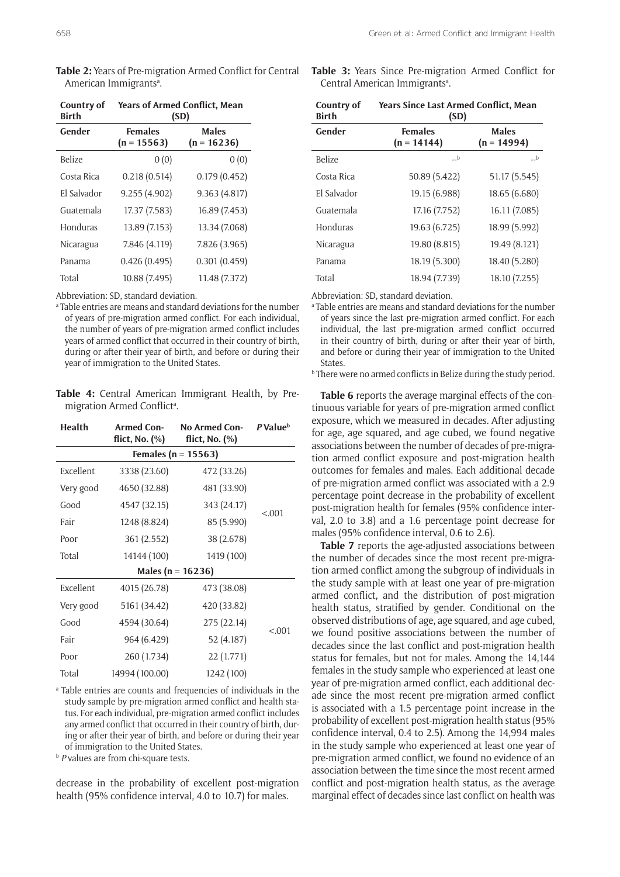**Table 2:** Years of Pre-migration Armed Conflict for Central American Immigrants[a].

| Country of Birth | Years of Armed Conflict, Mean (SD) | |
|---|---|---|
| Gender | Females (n = 15563) | Males (n = 16236) |
| Belize | 0 (0) | 0 (0) |
| Costa Rica | 0.218 (0.514) | 0.179 (0.452) |
| El Salvador | 9.255 (4.902) | 9.363 (4.817) |
| Guatemala | 17.37 (7.583) | 16.89 (7.453) |
| Honduras | 13.89 (7.153) | 13.34 (7.068) |
| Nicaragua | 7.846 (4.119) | 7.826 (3.965) |
| Panama | 0.426 (0.495) | 0.301 (0.459) |
| Total | 10.88 (7.495) | 11.48 (7.372) |

Abbreviation: SD, standard deviation.

[a] Table entries are means and standard deviations for the number of years of pre-migration armed conflict. For each individual, the number of years of pre-migration armed conflict includes years of armed conflict that occurred in their country of birth, during or after their year of birth, and before or during their year of immigration to the United States.

**Table 3:** Years Since Pre-migration Armed Conflict for Central American Immigrants[a].

| Country of Birth | Years Since Last Armed Conflict, Mean (SD) | |
|---|---|---|
| Gender | Females (n = 14144) | Males (n = 14994) |
| Belize | --[b] | --[b] |
| Costa Rica | 50.89 (5.422) | 51.17 (5.545) |
| El Salvador | 19.15 (6.988) | 18.65 (6.680) |
| Guatemala | 17.16 (7.752) | 16.11 (7.085) |
| Honduras | 19.63 (6.725) | 18.99 (5.992) |
| Nicaragua | 19.80 (8.815) | 19.49 (8.121) |
| Panama | 18.19 (5.300) | 18.40 (5.280) |
| Total | 18.94 (7.739) | 18.10 (7.255) |

Abbreviation: SD, standard deviation.

[a] Table entries are means and standard deviations for the number of years since the last pre-migration armed conflict. For each individual, the last pre-migration armed conflict occurred in their country of birth, during or after their year of birth, and before or during their year of immigration to the United States.

[b] There were no armed conflicts in Belize during the study period.

**Table 4:** Central American Immigrant Health, by Pre-migration Armed Conflict[a].

| Health | Armed Conflict, No. (%) | No Armed Conflict, No. (%) | *P* Value[b] |
|---|---|---|---|
| **Females (n = 15563)** | | | |
| Excellent | 3338 (23.60) | 472 (33.26) | <.001 |
| Very good | 4650 (32.88) | 481 (33.90) | |
| Good | 4547 (32.15) | 343 (24.17) | |
| Fair | 1248 (8.824) | 85 (5.990) | |
| Poor | 361 (2.552) | 38 (2.678) | |
| Total | 14144 (100) | 1419 (100) | |
| **Males (n = 16236)** | | | |
| Excellent | 4015 (26.78) | 473 (38.08) | <.001 |
| Very good | 5161 (34.42) | 420 (33.82) | |
| Good | 4594 (30.64) | 275 (22.14) | |
| Fair | 964 (6.429) | 52 (4.187) | |
| Poor | 260 (1.734) | 22 (1.771) | |
| Total | 14994 (100.00) | 1242 (100) | |

[a] Table entries are counts and frequencies of individuals in the study sample by pre-migration armed conflict and health status. For each individual, pre-migration armed conflict includes any armed conflict that occurred in their country of birth, during or after their year of birth, and before or during their year of immigration to the United States.

[b] *P* values are from chi-square tests.

decrease in the probability of excellent post-migration health (95% confidence interval, 4.0 to 10.7) for males.

**Table 6** reports the average marginal effects of the continuous variable for years of pre-migration armed conflict exposure, which we measured in decades. After adjusting for age, age squared, and age cubed, we found negative associations between the number of decades of pre-migration armed conflict exposure and post-migration health outcomes for females and males. Each additional decade of pre-migration armed conflict was associated with a 2.9 percentage point decrease in the probability of excellent post-migration health for females (95% confidence interval, 2.0 to 3.8) and a 1.6 percentage point decrease for males (95% confidence interval, 0.6 to 2.6).

**Table 7** reports the age-adjusted associations between the number of decades since the most recent pre-migration armed conflict among the subgroup of individuals in the study sample with at least one year of pre-migration armed conflict, and the distribution of post-migration health status, stratified by gender. Conditional on the observed distributions of age, age squared, and age cubed, we found positive associations between the number of decades since the last conflict and post-migration health status for females, but not for males. Among the 14,144 females in the study sample who experienced at least one year of pre-migration armed conflict, each additional decade since the most recent pre-migration armed conflict is associated with a 1.5 percentage point increase in the probability of excellent post-migration health status (95% confidence interval, 0.4 to 2.5). Among the 14,994 males in the study sample who experienced at least one year of pre-migration armed conflict, we found no evidence of an association between the time since the most recent armed conflict and post-migration health status, as the average marginal effect of decades since last conflict on health was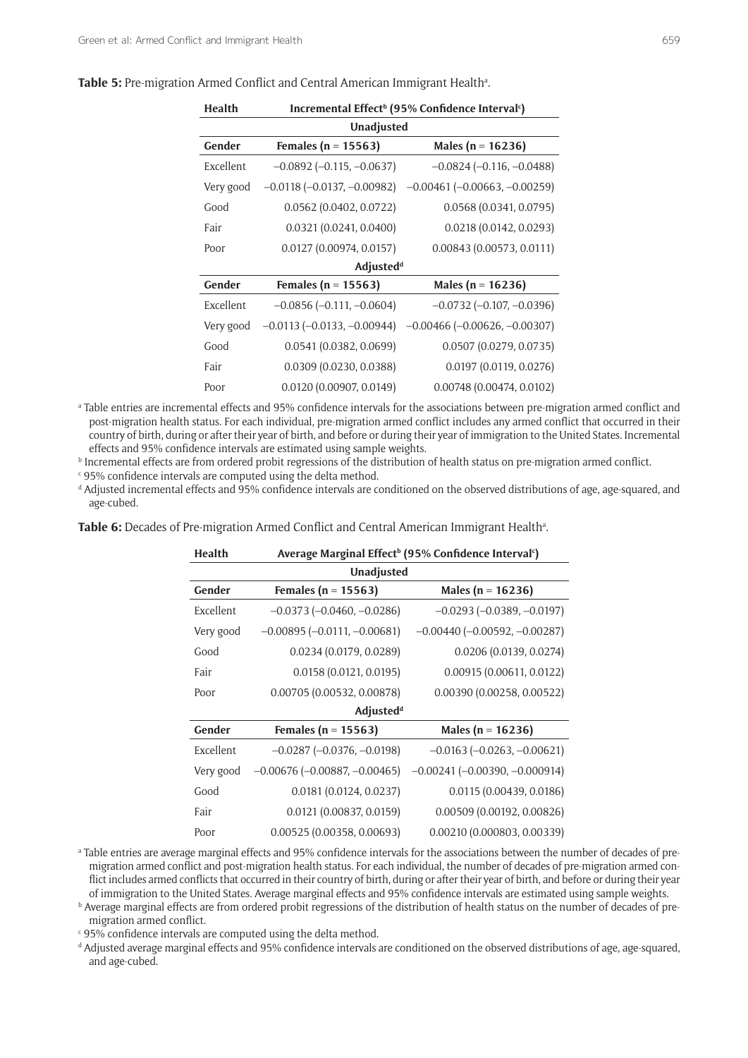**Table 5:** Pre-migration Armed Conflict and Central American Immigrant Health[a].

| Health | Incremental Effect[b] (95% Confidence Interval[c]) | |
|---|---|---|
| | **Unadjusted** | |
| **Gender** | **Females (n = 15563)** | **Males (n = 16236)** |
| Excellent | –0.0892 (–0.115, –0.0637) | –0.0824 (–0.116, –0.0488) |
| Very good | –0.0118 (–0.0137, –0.00982) | –0.00461 (–0.00663, –0.00259) |
| Good | 0.0562 (0.0402, 0.0722) | 0.0568 (0.0341, 0.0795) |
| Fair | 0.0321 (0.0241, 0.0400) | 0.0218 (0.0142, 0.0293) |
| Poor | 0.0127 (0.00974, 0.0157) | 0.00843 (0.00573, 0.0111) |
| | **Adjusted[d]** | |
| **Gender** | **Females (n = 15563)** | **Males (n = 16236)** |
| Excellent | –0.0856 (–0.111, –0.0604) | –0.0732 (–0.107, –0.0396) |
| Very good | –0.0113 (–0.0133, –0.00944) | –0.00466 (–0.00626, –0.00307) |
| Good | 0.0541 (0.0382, 0.0699) | 0.0507 (0.0279, 0.0735) |
| Fair | 0.0309 (0.0230, 0.0388) | 0.0197 (0.0119, 0.0276) |
| Poor | 0.0120 (0.00907, 0.0149) | 0.00748 (0.00474, 0.0102) |

[a] Table entries are incremental effects and 95% confidence intervals for the associations between pre-migration armed conflict and post-migration health status. For each individual, pre-migration armed conflict includes any armed conflict that occurred in their country of birth, during or after their year of birth, and before or during their year of immigration to the United States. Incremental effects and 95% confidence intervals are estimated using sample weights.

[b] Incremental effects are from ordered probit regressions of the distribution of health status on pre-migration armed conflict.

[c] 95% confidence intervals are computed using the delta method.

[d] Adjusted incremental effects and 95% confidence intervals are conditioned on the observed distributions of age, age-squared, and age-cubed.

**Table 6:** Decades of Pre-migration Armed Conflict and Central American Immigrant Health[a].

| Health | Average Marginal Effect[b] (95% Confidence Interval[c]) | |
|---|---|---|
| | **Unadjusted** | |
| **Gender** | **Females (n = 15563)** | **Males (n = 16236)** |
| Excellent | –0.0373 (–0.0460, –0.0286) | –0.0293 (–0.0389, –0.0197) |
| Very good | –0.00895 (–0.0111, –0.00681) | –0.00440 (–0.00592, –0.00287) |
| Good | 0.0234 (0.0179, 0.0289) | 0.0206 (0.0139, 0.0274) |
| Fair | 0.0158 (0.0121, 0.0195) | 0.00915 (0.00611, 0.0122) |
| Poor | 0.00705 (0.00532, 0.00878) | 0.00390 (0.00258, 0.00522) |
| | **Adjusted[d]** | |
| **Gender** | **Females (n = 15563)** | **Males (n = 16236)** |
| Excellent | –0.0287 (–0.0376, –0.0198) | –0.0163 (–0.0263, –0.00621) |
| Very good | –0.00676 (–0.00887, –0.00465) | –0.00241 (–0.00390, –0.000914) |
| Good | 0.0181 (0.0124, 0.0237) | 0.0115 (0.00439, 0.0186) |
| Fair | 0.0121 (0.00837, 0.0159) | 0.00509 (0.00192, 0.00826) |
| Poor | 0.00525 (0.00358, 0.00693) | 0.00210 (0.000803, 0.00339) |

[a] Table entries are average marginal effects and 95% confidence intervals for the associations between the number of decades of pre-migration armed conflict and post-migration health status. For each individual, the number of decades of pre-migration armed conflict includes armed conflicts that occurred in their country of birth, during or after their year of birth, and before or during their year of immigration to the United States. Average marginal effects and 95% confidence intervals are estimated using sample weights.

[b] Average marginal effects are from ordered probit regressions of the distribution of health status on the number of decades of pre-migration armed conflict.

[c] 95% confidence intervals are computed using the delta method.

[d] Adjusted average marginal effects and 95% confidence intervals are conditioned on the observed distributions of age, age-squared, and age-cubed.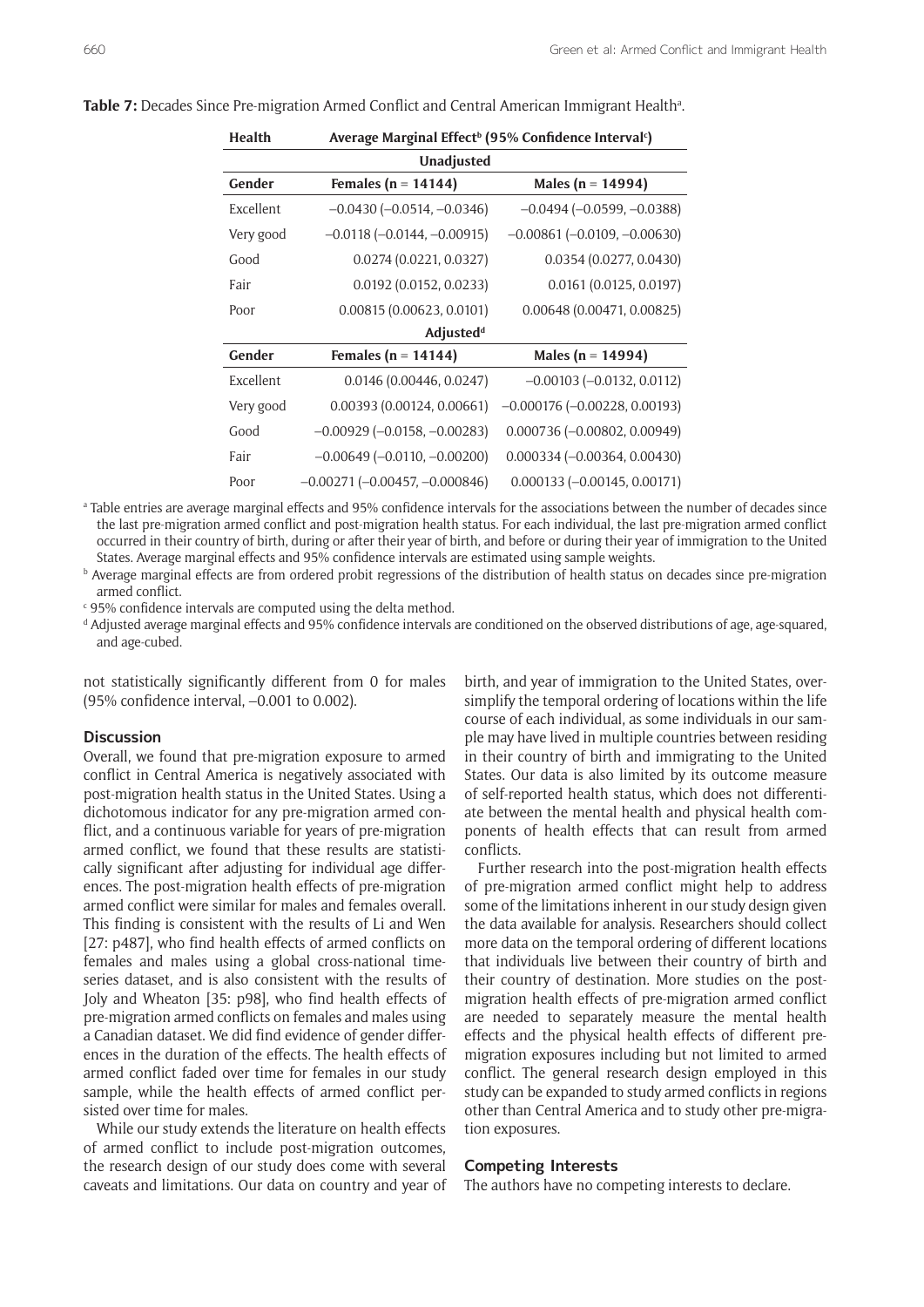**Table 7:** Decades Since Pre-migration Armed Conflict and Central American Immigrant Health[a].

| Health | Average Marginal Effect[b] (95% Confidence Interval[c]) | |
|---|---|---|
| | **Unadjusted** | |
| **Gender** | **Females (n = 14144)** | **Males (n = 14994)** |
| Excellent | –0.0430 (–0.0514, –0.0346) | –0.0494 (–0.0599, –0.0388) |
| Very good | –0.0118 (–0.0144, –0.00915) | –0.00861 (–0.0109, –0.00630) |
| Good | 0.0274 (0.0221, 0.0327) | 0.0354 (0.0277, 0.0430) |
| Fair | 0.0192 (0.0152, 0.0233) | 0.0161 (0.0125, 0.0197) |
| Poor | 0.00815 (0.00623, 0.0101) | 0.00648 (0.00471, 0.00825) |
| | **Adjusted[d]** | |
| **Gender** | **Females (n = 14144)** | **Males (n = 14994)** |
| Excellent | 0.0146 (0.00446, 0.0247) | –0.00103 (–0.0132, 0.0112) |
| Very good | 0.00393 (0.00124, 0.00661) | –0.000176 (–0.00228, 0.00193) |
| Good | –0.00929 (–0.0158, –0.00283) | 0.000736 (–0.00802, 0.00949) |
| Fair | –0.00649 (–0.0110, –0.00200) | 0.000334 (–0.00364, 0.00430) |
| Poor | –0.00271 (–0.00457, –0.000846) | 0.000133 (–0.00145, 0.00171) |

[a] Table entries are average marginal effects and 95% confidence intervals for the associations between the number of decades since the last pre-migration armed conflict and post-migration health status. For each individual, the last pre-migration armed conflict occurred in their country of birth, during or after their year of birth, and before or during their year of immigration to the United States. Average marginal effects and 95% confidence intervals are estimated using sample weights.

[b] Average marginal effects are from ordered probit regressions of the distribution of health status on decades since pre-migration armed conflict.

[c] 95% confidence intervals are computed using the delta method.

[d] Adjusted average marginal effects and 95% confidence intervals are conditioned on the observed distributions of age, age-squared, and age-cubed.

not statistically significantly different from 0 for males (95% confidence interval, –0.001 to 0.002).

## Discussion

Overall, we found that pre-migration exposure to armed conflict in Central America is negatively associated with post-migration health status in the United States. Using a dichotomous indicator for any pre-migration armed conflict, and a continuous variable for years of pre-migration armed conflict, we found that these results are statistically significant after adjusting for individual age differences. The post-migration health effects of pre-migration armed conflict were similar for males and females overall. This finding is consistent with the results of Li and Wen [27: p487], who find health effects of armed conflicts on females and males using a global cross-national time-series dataset, and is also consistent with the results of Joly and Wheaton [35: p98], who find health effects of pre-migration armed conflicts on females and males using a Canadian dataset. We did find evidence of gender differences in the duration of the effects. The health effects of armed conflict faded over time for females in our study sample, while the health effects of armed conflict persisted over time for males.

While our study extends the literature on health effects of armed conflict to include post-migration outcomes, the research design of our study does come with several caveats and limitations. Our data on country and year of birth, and year of immigration to the United States, oversimplify the temporal ordering of locations within the life course of each individual, as some individuals in our sample may have lived in multiple countries between residing in their country of birth and immigrating to the United States. Our data is also limited by its outcome measure of self-reported health status, which does not differentiate between the mental health and physical health components of health effects that can result from armed conflicts.

Further research into the post-migration health effects of pre-migration armed conflict might help to address some of the limitations inherent in our study design given the data available for analysis. Researchers should collect more data on the temporal ordering of different locations that individuals live between their country of birth and their country of destination. More studies on the post-migration health effects of pre-migration armed conflict are needed to separately measure the mental health effects and the physical health effects of different pre-migration exposures including but not limited to armed conflict. The general research design employed in this study can be expanded to study armed conflicts in regions other than Central America and to study other pre-migration exposures.

## Competing Interests

The authors have no competing interests to declare.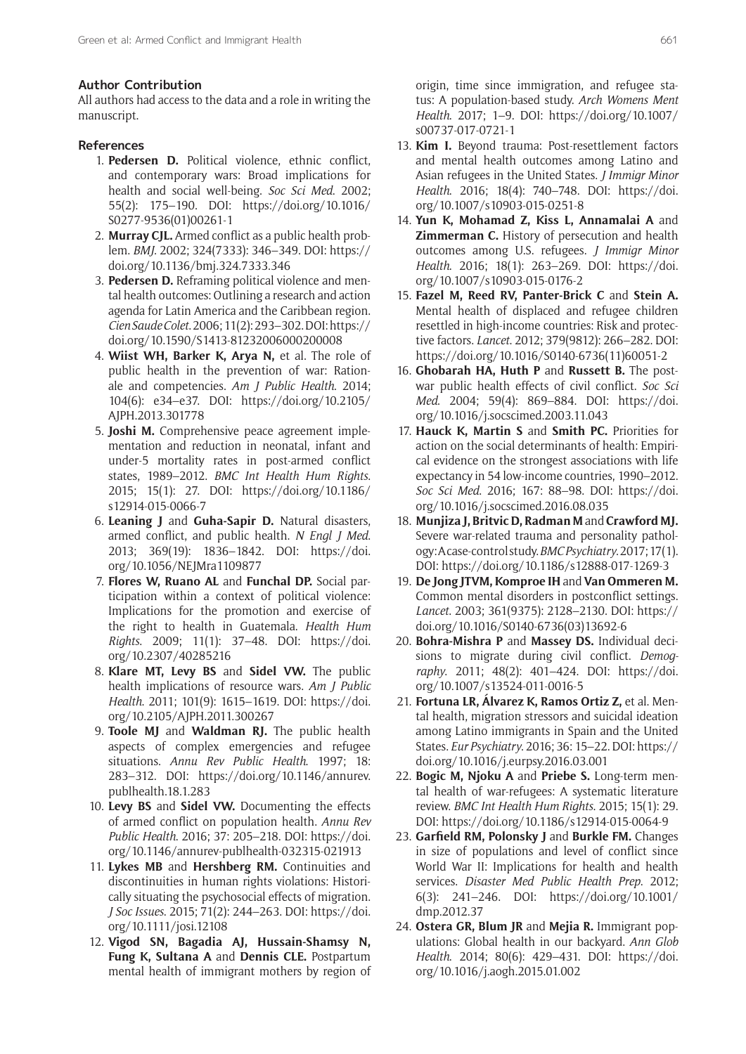### Author Contribution

All authors had access to the data and a role in writing the manuscript.

### References

1. **Pedersen D.** Political violence, ethnic conflict, and contemporary wars: Broad implications for health and social well-being. *Soc Sci Med*. 2002; 55(2): 175–190. DOI: https://doi.org/10.1016/S0277-9536(01)00261-1
2. **Murray CJL.** Armed conflict as a public health problem. *BMJ*. 2002; 324(7333): 346–349. DOI: https://doi.org/10.1136/bmj.324.7333.346
3. **Pedersen D.** Reframing political violence and mental health outcomes: Outlining a research and action agenda for Latin America and the Caribbean region. *Cien Saude Colet*. 2006; 11(2): 293–302. DOI: https://doi.org/10.1590/S1413-81232006000200008
4. **Wiist WH, Barker K, Arya N,** et al. The role of public health in the prevention of war: Rationale and competencies. *Am J Public Health*. 2014; 104(6): e34–e37. DOI: https://doi.org/10.2105/AJPH.2013.301778
5. **Joshi M.** Comprehensive peace agreement implementation and reduction in neonatal, infant and under-5 mortality rates in post-armed conflict states, 1989–2012. *BMC Int Health Hum Rights*. 2015; 15(1): 27. DOI: https://doi.org/10.1186/s12914-015-0066-7
6. **Leaning J** and **Guha-Sapir D.** Natural disasters, armed conflict, and public health. *N Engl J Med*. 2013; 369(19): 1836–1842. DOI: https://doi.org/10.1056/NEJMra1109877
7. **Flores W, Ruano AL** and **Funchal DP.** Social participation within a context of political violence: Implications for the promotion and exercise of the right to health in Guatemala. *Health Hum Rights*. 2009; 11(1): 37–48. DOI: https://doi.org/10.2307/40285216
8. **Klare MT, Levy BS** and **Sidel VW.** The public health implications of resource wars. *Am J Public Health*. 2011; 101(9): 1615–1619. DOI: https://doi.org/10.2105/AJPH.2011.300267
9. **Toole MJ** and **Waldman RJ.** The public health aspects of complex emergencies and refugee situations. *Annu Rev Public Health*. 1997; 18: 283–312. DOI: https://doi.org/10.1146/annurev.publhealth.18.1.283
10. **Levy BS** and **Sidel VW.** Documenting the effects of armed conflict on population health. *Annu Rev Public Health*. 2016; 37: 205–218. DOI: https://doi.org/10.1146/annurev-publhealth-032315-021913
11. **Lykes MB** and **Hershberg RM.** Continuities and discontinuities in human rights violations: Historically situating the psychosocial effects of migration. *J Soc Issues*. 2015; 71(2): 244–263. DOI: https://doi.org/10.1111/josi.12108
12. **Vigod SN, Bagadia AJ, Hussain-Shamsy N, Fung K, Sultana A** and **Dennis CLE.** Postpartum mental health of immigrant mothers by region of origin, time since immigration, and refugee status: A population-based study. *Arch Womens Ment Health*. 2017; 1–9. DOI: https://doi.org/10.1007/s00737-017-0721-1
13. **Kim I.** Beyond trauma: Post-resettlement factors and mental health outcomes among Latino and Asian refugees in the United States. *J Immigr Minor Health*. 2016; 18(4): 740–748. DOI: https://doi.org/10.1007/s10903-015-0251-8
14. **Yun K, Mohamad Z, Kiss L, Annamalai A** and **Zimmerman C.** History of persecution and health outcomes among U.S. refugees. *J Immigr Minor Health*. 2016; 18(1): 263–269. DOI: https://doi.org/10.1007/s10903-015-0176-2
15. **Fazel M, Reed RV, Panter-Brick C** and **Stein A.** Mental health of displaced and refugee children resettled in high-income countries: Risk and protective factors. *Lancet*. 2012; 379(9812): 266–282. DOI: https://doi.org/10.1016/S0140-6736(11)60051-2
16. **Ghobarah HA, Huth P** and **Russett B.** The post-war public health effects of civil conflict. *Soc Sci Med*. 2004; 59(4): 869–884. DOI: https://doi.org/10.1016/j.socscimed.2003.11.043
17. **Hauck K, Martin S** and **Smith PC.** Priorities for action on the social determinants of health: Empirical evidence on the strongest associations with life expectancy in 54 low-income countries, 1990–2012. *Soc Sci Med*. 2016; 167: 88–98. DOI: https://doi.org/10.1016/j.socscimed.2016.08.035
18. **Munjiza J, Britvic D, Radman M** and **Crawford MJ.** Severe war-related trauma and personality pathology: A case-control study. *BMC Psychiatry*. 2017; 17(1). DOI: https://doi.org/10.1186/s12888-017-1269-3
19. **De Jong JTVM, Komproe IH** and **Van Ommeren M.** Common mental disorders in postconflict settings. *Lancet*. 2003; 361(9375): 2128–2130. DOI: https://doi.org/10.1016/S0140-6736(03)13692-6
20. **Bohra-Mishra P** and **Massey DS.** Individual decisions to migrate during civil conflict. *Demography*. 2011; 48(2): 401–424. DOI: https://doi.org/10.1007/s13524-011-0016-5
21. **Fortuna LR, Álvarez K, Ramos Ortiz Z,** et al. Mental health, migration stressors and suicidal ideation among Latino immigrants in Spain and the United States. *Eur Psychiatry*. 2016; 36: 15–22. DOI: https://doi.org/10.1016/j.eurpsy.2016.03.001
22. **Bogic M, Njoku A** and **Priebe S.** Long-term mental health of war-refugees: A systematic literature review. *BMC Int Health Hum Rights*. 2015; 15(1): 29. DOI: https://doi.org/10.1186/s12914-015-0064-9
23. **Garfield RM, Polonsky J** and **Burkle FM.** Changes in size of populations and level of conflict since World War II: Implications for health and health services. *Disaster Med Public Health Prep*. 2012; 6(3): 241–246. DOI: https://doi.org/10.1001/dmp.2012.37
24. **Ostera GR, Blum JR** and **Mejia R.** Immigrant populations: Global health in our backyard. *Ann Glob Health*. 2014; 80(6): 429–431. DOI: https://doi.org/10.1016/j.aogh.2015.01.002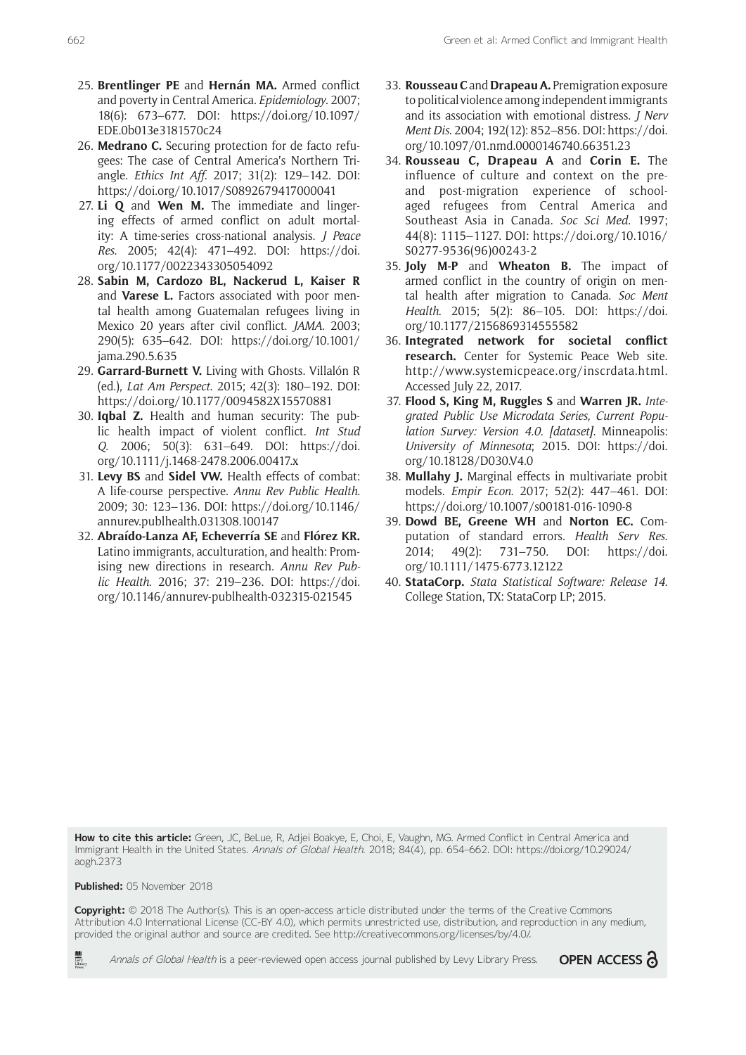25. **Brentlinger PE** and **Hernán MA.** Armed conflict and poverty in Central America. *Epidemiology*. 2007; 18(6): 673–677. DOI: https://doi.org/10.1097/EDE.0b013e3181570c24
26. **Medrano C.** Securing protection for de facto refugees: The case of Central America's Northern Triangle. *Ethics Int Aff*. 2017; 31(2): 129–142. DOI: https://doi.org/10.1017/S0892679417000041
27. **Li Q** and **Wen M.** The immediate and lingering effects of armed conflict on adult mortality: A time-series cross-national analysis. *J Peace Res*. 2005; 42(4): 471–492. DOI: https://doi.org/10.1177/0022343305054092
28. **Sabin M, Cardozo BL, Nackerud L, Kaiser R** and **Varese L.** Factors associated with poor mental health among Guatemalan refugees living in Mexico 20 years after civil conflict. *JAMA*. 2003; 290(5): 635–642. DOI: https://doi.org/10.1001/jama.290.5.635
29. **Garrard-Burnett V.** Living with Ghosts. Villalón R (ed.), *Lat Am Perspect*. 2015; 42(3): 180–192. DOI: https://doi.org/10.1177/0094582X15570881
30. **Iqbal Z.** Health and human security: The public health impact of violent conflict. *Int Stud Q*. 2006; 50(3): 631–649. DOI: https://doi.org/10.1111/j.1468-2478.2006.00417.x
31. **Levy BS** and **Sidel VW.** Health effects of combat: A life-course perspective. *Annu Rev Public Health*. 2009; 30: 123–136. DOI: https://doi.org/10.1146/annurev.publhealth.031308.100147
32. **Abraído-Lanza AF, Echeverría SE** and **Flórez KR.** Latino immigrants, acculturation, and health: Promising new directions in research. *Annu Rev Public Health*. 2016; 37: 219–236. DOI: https://doi.org/10.1146/annurev-publhealth-032315-021545
33. **Rousseau C** and **Drapeau A.** Premigration exposure to political violence among independent immigrants and its association with emotional distress. *J Nerv Ment Dis*. 2004; 192(12): 852–856. DOI: https://doi.org/10.1097/01.nmd.0000146740.66351.23
34. **Rousseau C, Drapeau A** and **Corin E.** The influence of culture and context on the pre- and post-migration experience of school-aged refugees from Central America and Southeast Asia in Canada. *Soc Sci Med*. 1997; 44(8): 1115–1127. DOI: https://doi.org/10.1016/S0277-9536(96)00243-2
35. **Joly M-P** and **Wheaton B.** The impact of armed conflict in the country of origin on mental health after migration to Canada. *Soc Ment Health*. 2015; 5(2): 86–105. DOI: https://doi.org/10.1177/2156869314555582
36. **Integrated network for societal conflict research.** Center for Systemic Peace Web site. http://www.systemicpeace.org/inscrdata.html. Accessed July 22, 2017.
37. **Flood S, King M, Ruggles S** and **Warren JR.** *Integrated Public Use Microdata Series, Current Population Survey: Version 4.0. [dataset]*. Minneapolis: *University of Minnesota*; 2015. DOI: https://doi.org/10.18128/D030.V4.0
38. **Mullahy J.** Marginal effects in multivariate probit models. *Empir Econ*. 2017; 52(2): 447–461. DOI: https://doi.org/10.1007/s00181-016-1090-8
39. **Dowd BE, Greene WH** and **Norton EC.** Computation of standard errors. *Health Serv Res*. 2014; 49(2): 731–750. DOI: https://doi.org/10.1111/1475-6773.12122
40. **StataCorp.** *Stata Statistical Software: Release 14*. College Station, TX: StataCorp LP; 2015.

**How to cite this article:** Green, JC, BeLue, R, Adjei Boakye, E, Choi, E, Vaughn, MG. Armed Conflict in Central America and Immigrant Health in the United States. *Annals of Global Health*. 2018; 84(4), pp. 654–662. DOI: https://doi.org/10.29024/aogh.2373

**Published:** 05 November 2018

**Copyright:** © 2018 The Author(s). This is an open-access article distributed under the terms of the Creative Commons Attribution 4.0 International License (CC-BY 4.0), which permits unrestricted use, distribution, and reproduction in any medium, provided the original author and source are credited. See http://creativecommons.org/licenses/by/4.0/.

*Annals of Global Health* is a peer-reviewed open access journal published by Levy Library Press. **OPEN ACCESS**